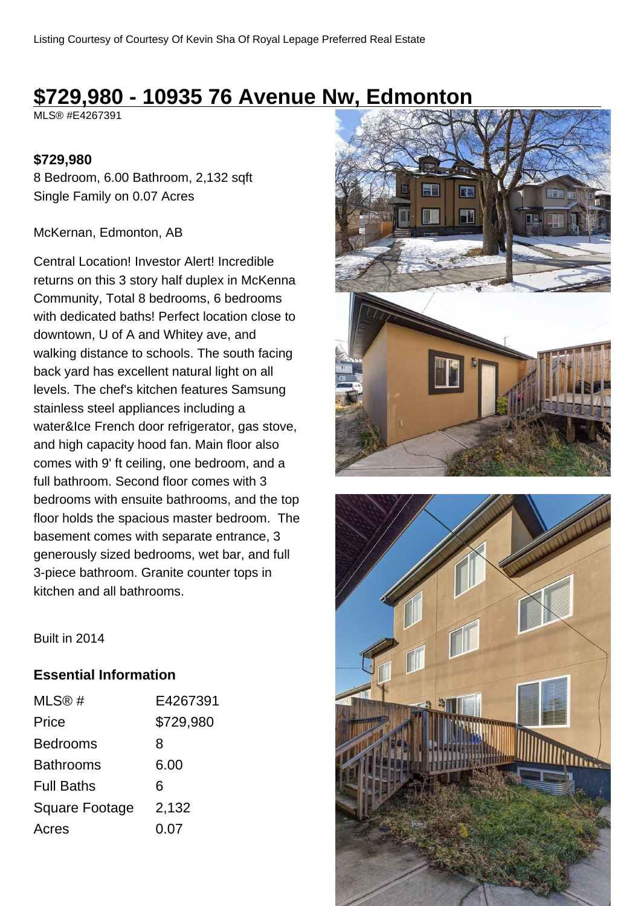Listing Courtesy of Courtesy Of Kevin Sha Of Royal Lepage Preferred Real Estate

# $729,980 - 10935 76 Avenue Nw, Edmonton

MLS® #E4267391

**$729,980**

8 Bedroom, 6.00 Bathroom, 2,132 sqft
Single Family on 0.07 Acres

McKernan, Edmonton, AB

Central Location! Investor Alert! Incredible returns on this 3 story half duplex in McKenna Community, Total 8 bedrooms, 6 bedrooms with dedicated baths! Perfect location close to downtown, U of A and Whitey ave, and walking distance to schools. The south facing back yard has excellent natural light on all levels. The chef's kitchen features Samsung stainless steel appliances including a water&Ice French door refrigerator, gas stove, and high capacity hood fan. Main floor also comes with 9' ft ceiling, one bedroom, and a full bathroom. Second floor comes with 3 bedrooms with ensuite bathrooms, and the top floor holds the spacious master bedroom. The basement comes with separate entrance, 3 generously sized bedrooms, wet bar, and full 3-piece bathroom. Granite counter tops in kitchen and all bathrooms.

Built in 2014

## Essential Information

| | |
|---|---|
| MLS® # | E4267391 |
| Price | $729,980 |
| Bedrooms | 8 |
| Bathrooms | 6.00 |
| Full Baths | 6 |
| Square Footage | 2,132 |
| Acres | 0.07 |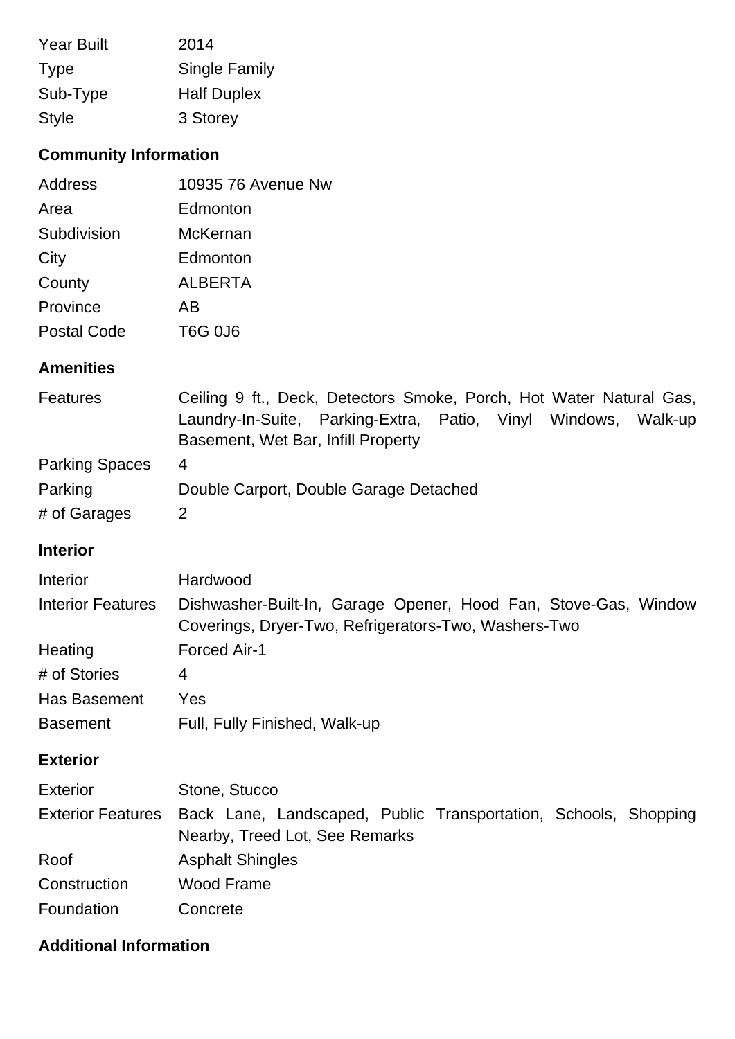| | |
|---|---|
| Year Built | 2014 |
| Type | Single Family |
| Sub-Type | Half Duplex |
| Style | 3 Storey |

## Community Information

| | |
|---|---|
| Address | 10935 76 Avenue Nw |
| Area | Edmonton |
| Subdivision | McKernan |
| City | Edmonton |
| County | ALBERTA |
| Province | AB |
| Postal Code | T6G 0J6 |

## Amenities

| | |
|---|---|
| Features | Ceiling 9 ft., Deck, Detectors Smoke, Porch, Hot Water Natural Gas, Laundry-In-Suite, Parking-Extra, Patio, Vinyl Windows, Walk-up Basement, Wet Bar, Infill Property |
| Parking Spaces | 4 |
| Parking | Double Carport, Double Garage Detached |
| # of Garages | 2 |

## Interior

| | |
|---|---|
| Interior | Hardwood |
| Interior Features | Dishwasher-Built-In, Garage Opener, Hood Fan, Stove-Gas, Window Coverings, Dryer-Two, Refrigerators-Two, Washers-Two |
| Heating | Forced Air-1 |
| # of Stories | 4 |
| Has Basement | Yes |
| Basement | Full, Fully Finished, Walk-up |

## Exterior

| | |
|---|---|
| Exterior | Stone, Stucco |
| Exterior Features | Back Lane, Landscaped, Public Transportation, Schools, Shopping Nearby, Treed Lot, See Remarks |
| Roof | Asphalt Shingles |
| Construction | Wood Frame |
| Foundation | Concrete |

## Additional Information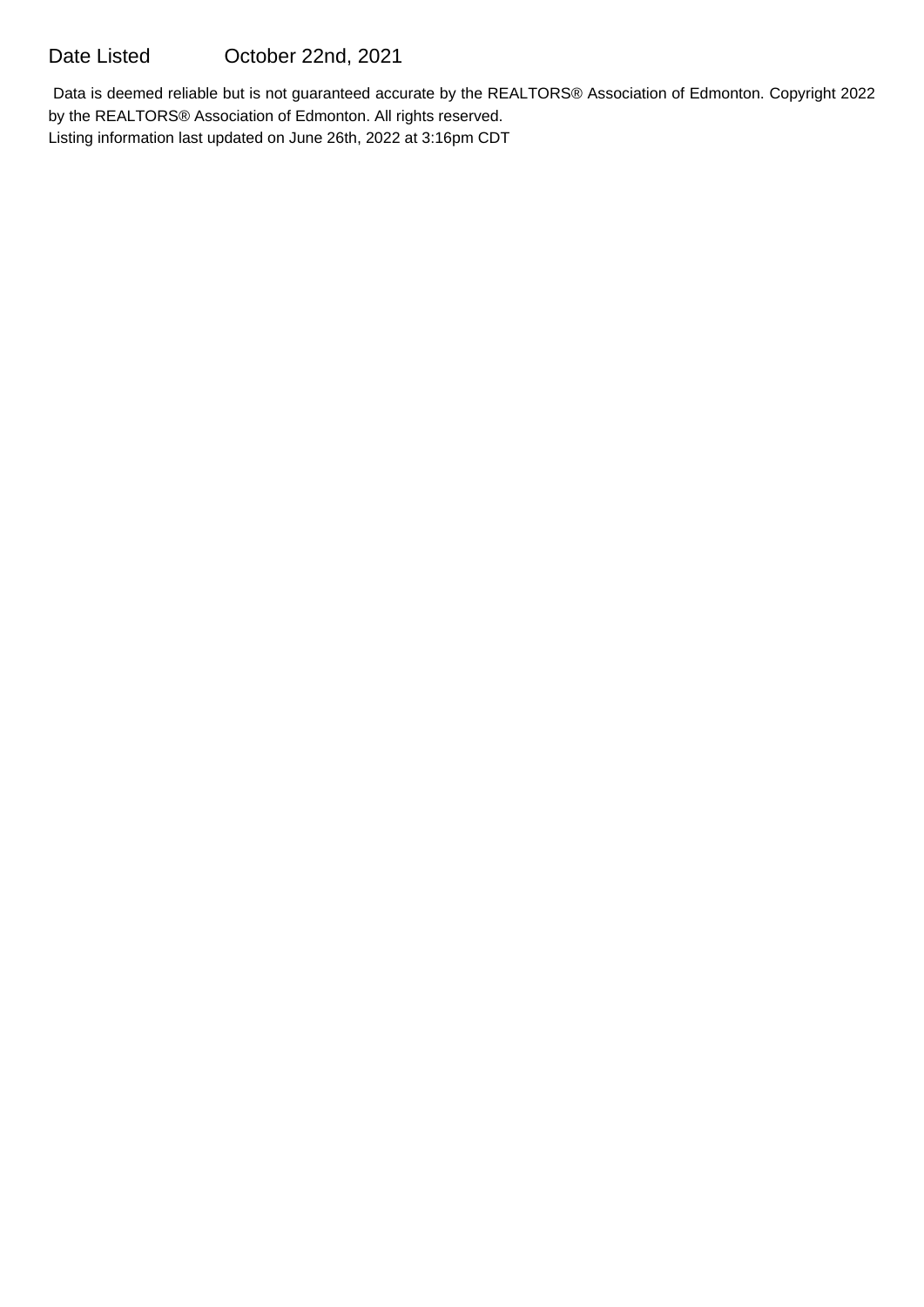Date Listed October 22nd, 2021

Data is deemed reliable but is not guaranteed accurate by the REALTORS® Association of Edmonton. Copyright 2022 by the REALTORS® Association of Edmonton. All rights reserved.
Listing information last updated on June 26th, 2022 at 3:16pm CDT